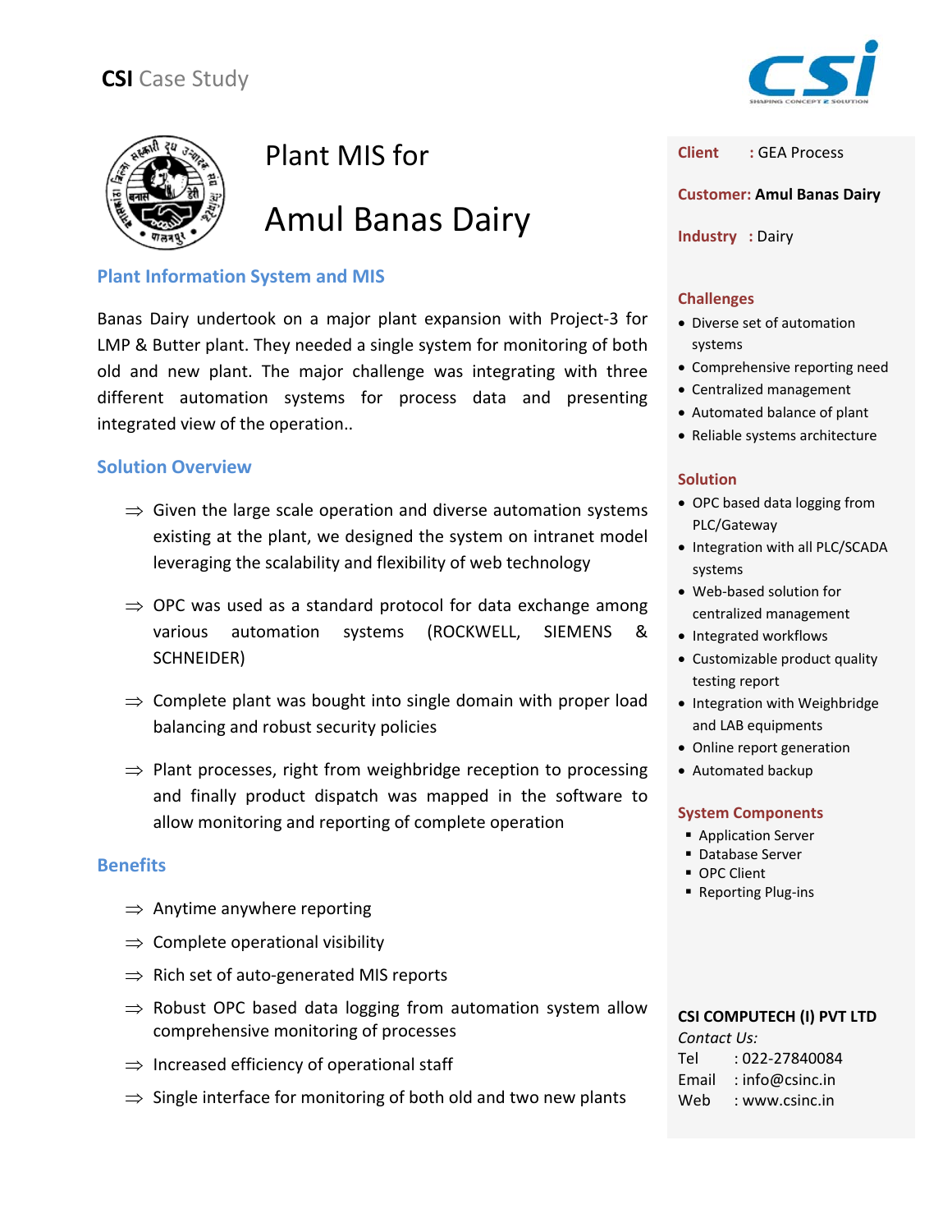**CSI** Case Study

# Plant MIS for

# Amul Banas Dairy

## Plant Information System and MIS

Banas Dairy undertook on a major plant expansion with Project-3 for LMP & Butter plant. They needed a single system for monitoring of both old and new plant. The major challenge was integrating with three different automation systems for process data and presenting integrated view of the operation..

## Solution Overview

⇒ Given the large scale operation and diverse automation systems existing at the plant, we designed the system on intranet model leveraging the scalability and flexibility of web technology

⇒ OPC was used as a standard protocol for data exchange among various automation systems (ROCKWELL, SIEMENS & SCHNEIDER)

⇒ Complete plant was bought into single domain with proper load balancing and robust security policies

⇒ Plant processes, right from weighbridge reception to processing and finally product dispatch was mapped in the software to allow monitoring and reporting of complete operation

## Benefits

⇒ Anytime anywhere reporting

⇒ Complete operational visibility

⇒ Rich set of auto-generated MIS reports

⇒ Robust OPC based data logging from automation system allow comprehensive monitoring of processes

⇒ Increased efficiency of operational staff

⇒ Single interface for monitoring of both old and two new plants

**Client** : GEA Process

**Customer: Amul Banas Dairy**

**Industry** : Dairy

### Challenges

- Diverse set of automation systems
- Comprehensive reporting need
- Centralized management
- Automated balance of plant
- Reliable systems architecture

### Solution

- OPC based data logging from PLC/Gateway
- Integration with all PLC/SCADA systems
- Web-based solution for centralized management
- Integrated workflows
- Customizable product quality testing report
- Integration with Weighbridge and LAB equipments
- Online report generation
- Automated backup

### System Components

- Application Server
- Database Server
- OPC Client
- Reporting Plug-ins

**CSI COMPUTECH (I) PVT LTD**

*Contact Us:*

Tel : 022-27840084

Email : info@csinc.in

Web : www.csinc.in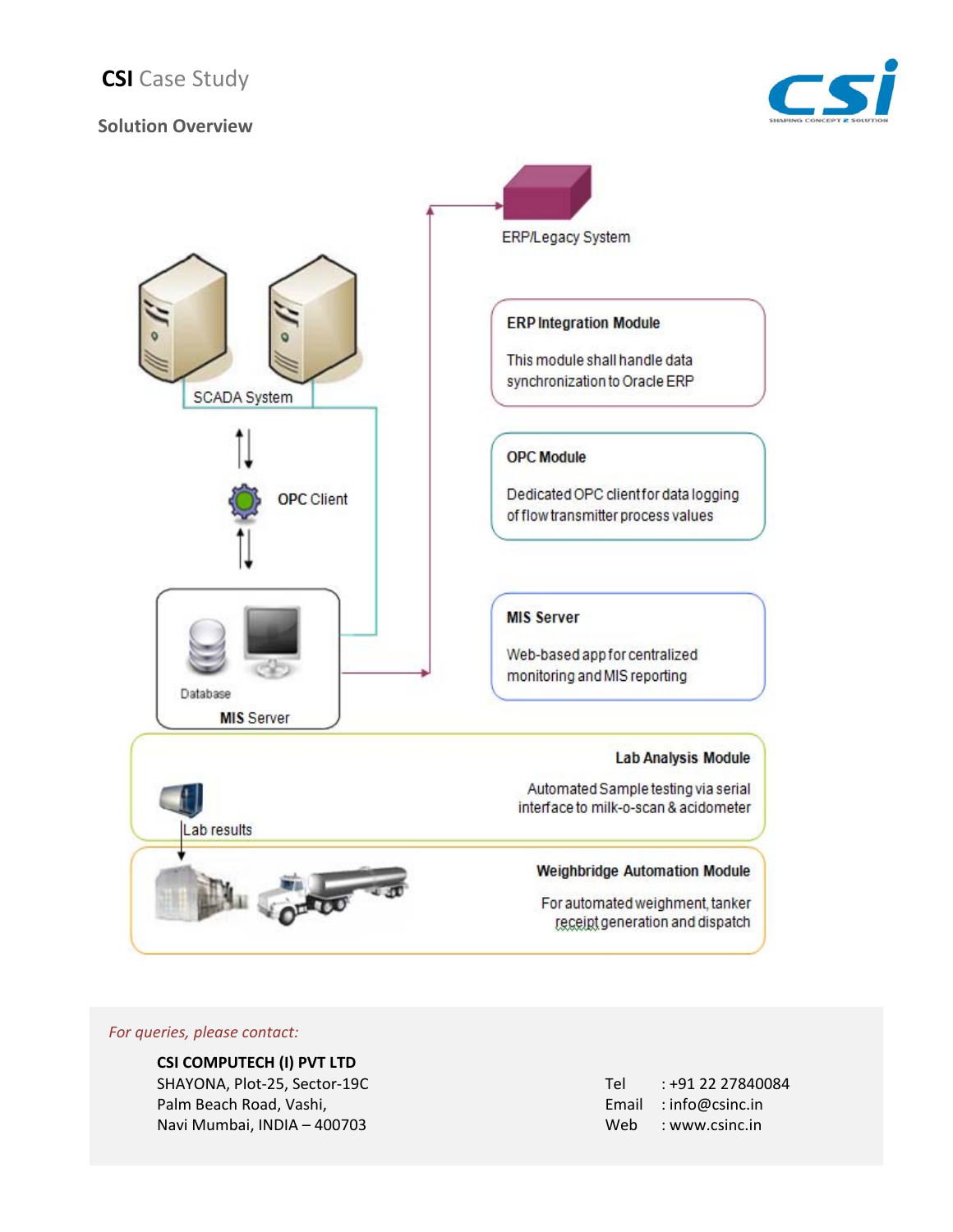## Solution Overview

ERP/Legacy System

SCADA System

OPC Client

Database

MIS Server

**ERP Integration Module**

This module shall handle data synchronization to Oracle ERP

**OPC Module**

Dedicated OPC client for data logging of flow transmitter process values

**MIS Server**

Web-based app for centralized monitoring and MIS reporting

**Lab Analysis Module**

Automated Sample testing via serial interface to milk-o-scan & acidometer

Lab results

**Weighbridge Automation Module**

For automated weighment, tanker receipt generation and dispatch

*For queries, please contact:*

**CSI COMPUTECH (I) PVT LTD**
SHAYONA, Plot-25, Sector-19C
Palm Beach Road, Vashi,
Navi Mumbai, INDIA – 400703

Tel : +91 22 27840084
Email : info@csinc.in
Web : www.csinc.in